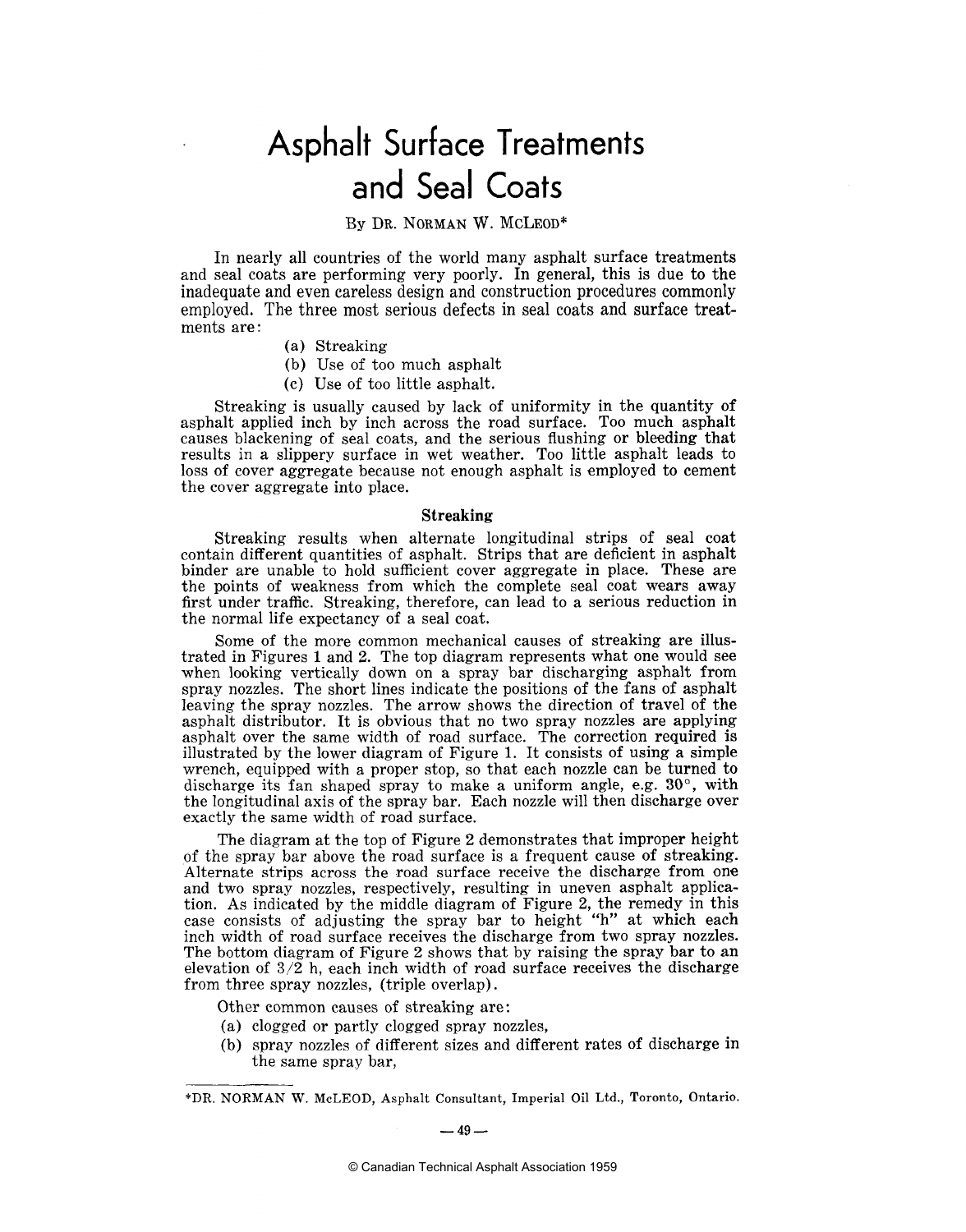# Asphalt Surface Treatments and Seal Coats

By Dr. Norman W. McLeod*

In nearly all countries of the world many asphalt surface treatments and seal coats are performing very poorly. In general, this is due to the inadequate and even careless design and construction procedures commonly employed. The three most serious defects in seal coats and surface treatments are:

(a) Streaking
(b) Use of too much asphalt
(c) Use of too little asphalt.

Streaking is usually caused by lack of uniformity in the quantity of asphalt applied inch by inch across the road surface. Too much asphalt causes blackening of seal coats, and the serious flushing or bleeding that results in a slippery surface in wet weather. Too little asphalt leads to loss of cover aggregate because not enough asphalt is employed to cement the cover aggregate into place.

## Streaking

Streaking results when alternate longitudinal strips of seal coat contain different quantities of asphalt. Strips that are deficient in asphalt binder are unable to hold sufficient cover aggregate in place. These are the points of weakness from which the complete seal coat wears away first under traffic. Streaking, therefore, can lead to a serious reduction in the normal life expectancy of a seal coat.

Some of the more common mechanical causes of streaking are illustrated in Figures 1 and 2. The top diagram represents what one would see when looking vertically down on a spray bar discharging asphalt from spray nozzles. The short lines indicate the positions of the fans of asphalt leaving the spray nozzles. The arrow shows the direction of travel of the asphalt distributor. It is obvious that no two spray nozzles are applying asphalt over the same width of road surface. The correction required is illustrated by the lower diagram of Figure 1. It consists of using a simple wrench, equipped with a proper stop, so that each nozzle can be turned to discharge its fan shaped spray to make a uniform angle, e.g. 30°, with the longitudinal axis of the spray bar. Each nozzle will then discharge over exactly the same width of road surface.

The diagram at the top of Figure 2 demonstrates that improper height of the spray bar above the road surface is a frequent cause of streaking. Alternate strips across the road surface receive the discharge from one and two spray nozzles, respectively, resulting in uneven asphalt application. As indicated by the middle diagram of Figure 2, the remedy in this case consists of adjusting the spray bar to height "h" at which each inch width of road surface receives the discharge from two spray nozzles. The bottom diagram of Figure 2 shows that by raising the spray bar to an elevation of 3/2 h, each inch width of road surface receives the discharge from three spray nozzles, (triple overlap).

Other common causes of streaking are:

(a) clogged or partly clogged spray nozzles,
(b) spray nozzles of different sizes and different rates of discharge in the same spray bar,

*DR. NORMAN W. McLEOD, Asphalt Consultant, Imperial Oil Ltd., Toronto, Ontario.

© Canadian Technical Asphalt Association 1959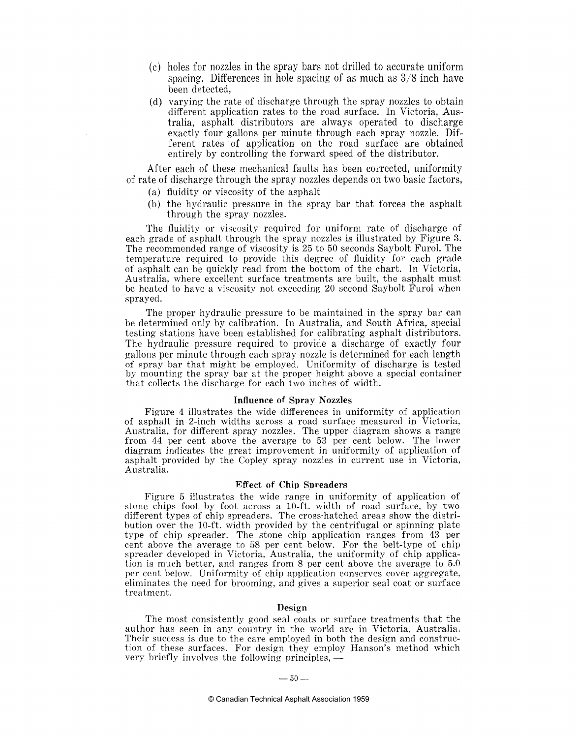(c) holes for nozzles in the spray bars not drilled to accurate uniform spacing. Differences in hole spacing of as much as 3/8 inch have been detected,

(d) varying the rate of discharge through the spray nozzles to obtain different application rates to the road surface. In Victoria, Australia, asphalt distributors are always operated to discharge exactly four gallons per minute through each spray nozzle. Different rates of application on the road surface are obtained entirely by controlling the forward speed of the distributor.

After each of these mechanical faults has been corrected, uniformity of rate of discharge through the spray nozzles depends on two basic factors,

(a) fluidity or viscosity of the asphalt

(b) the hydraulic pressure in the spray bar that forces the asphalt through the spray nozzles.

The fluidity or viscosity required for uniform rate of discharge of each grade of asphalt through the spray nozzles is illustrated by Figure 3. The recommended range of viscosity is 25 to 50 seconds Saybolt Furol. The temperature required to provide this degree of fluidity for each grade of asphalt can be quickly read from the bottom of the chart. In Victoria, Australia, where excellent surface treatments are built, the asphalt must be heated to have a viscosity not exceeding 20 second Saybolt Furol when sprayed.

The proper hydraulic pressure to be maintained in the spray bar can be determined only by calibration. In Australia, and South Africa, special testing stations have been established for calibrating asphalt distributors. The hydraulic pressure required to provide a discharge of exactly four gallons per minute through each spray nozzle is determined for each length of spray bar that might be employed. Uniformity of discharge is tested by mounting the spray bar at the proper height above a special container that collects the discharge for each two inches of width.

### Influence of Spray Nozzles

Figure 4 illustrates the wide differences in uniformity of application of asphalt in 2-inch widths across a road surface measured in Victoria, Australia, for different spray nozzles. The upper diagram shows a range from 44 per cent above the average to 53 per cent below. The lower diagram indicates the great improvement in uniformity of application of asphalt provided by the Copley spray nozzles in current use in Victoria, Australia.

### Effect of Chip Spreaders

Figure 5 illustrates the wide range in uniformity of application of stone chips foot by foot across a 10-ft. width of road surface, by two different types of chip spreaders. The cross-hatched areas show the distribution over the 10-ft. width provided by the centrifugal or spinning plate type of chip spreader. The stone chip application ranges from 43 per cent above the average to 58 per cent below. For the belt-type of chip spreader developed in Victoria, Australia, the uniformity of chip application is much better, and ranges from 8 per cent above the average to 5.0 per cent below. Uniformity of chip application conserves cover aggregate, eliminates the need for brooming, and gives a superior seal coat or surface treatment.

### Design

The most consistently good seal coats or surface treatments that the author has seen in any country in the world are in Victoria, Australia. Their success is due to the care employed in both the design and construction of these surfaces. For design they employ Hanson's method which very briefly involves the following principles, —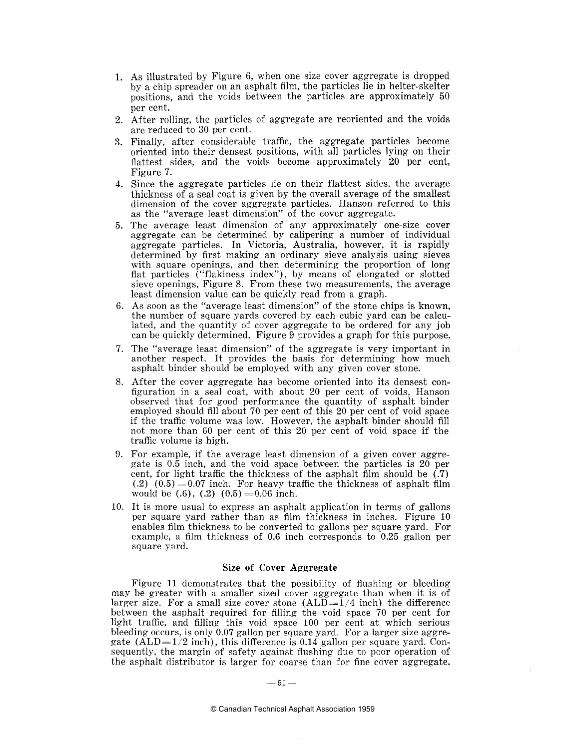1. As illustrated by Figure 6, when one size cover aggregate is dropped by a chip spreader on an asphalt film, the particles lie in helter-skelter positions, and the voids between the particles are approximately 50 per cent.
2. After rolling, the particles of aggregate are reoriented and the voids are reduced to 30 per cent.
3. Finally, after considerable traffic, the aggregate particles become oriented into their densest positions, with all particles lying on their flattest sides, and the voids become approximately 20 per cent, Figure 7.
4. Since the aggregate particles lie on their flattest sides, the average thickness of a seal coat is given by the overall average of the smallest dimension of the cover aggregate particles. Hanson referred to this as the "average least dimension" of the cover aggregate.
5. The average least dimension of any approximately one-size cover aggregate can be determined by calipering a number of individual aggregate particles. In Victoria, Australia, however, it is rapidly determined by first making an ordinary sieve analysis using sieves with square openings, and then determining the proportion of long flat particles ("flakiness index"), by means of elongated or slotted sieve openings, Figure 8. From these two measurements, the average least dimension value can be quickly read from a graph.
6. As soon as the "average least dimension" of the stone chips is known, the number of square yards covered by each cubic yard can be calculated, and the quantity of cover aggregate to be ordered for any job can be quickly determined. Figure 9 provides a graph for this purpose.
7. The "average least dimension" of the aggregate is very important in another respect. It provides the basis for determining how much asphalt binder should be employed with any given cover stone.
8. After the cover aggregate has become oriented into its densest configuration in a seal coat, with about 20 per cent of voids, Hanson observed that for good performance the quantity of asphalt binder employed should fill about 70 per cent of this 20 per cent of void space if the traffic volume was low. However, the asphalt binder should fill not more than 60 per cent of this 20 per cent of void space if the traffic volume is high.
9. For example, if the average least dimension of a given cover aggregate is 0.5 inch, and the void space between the particles is 20 per cent, for light traffic the thickness of the asphalt film should be (.7) (.2) (0.5) = 0.07 inch. For heavy traffic the thickness of asphalt film would be (.6), (.2) (0.5) = 0.06 inch.
10. It is more usual to express an asphalt application in terms of gallons per square yard rather than as film thickness in inches. Figure 10 enables film thickness to be converted to gallons per square yard. For example, a film thickness of 0.6 inch corresponds to 0.25 gallon per square yard.

### Size of Cover Aggregate

Figure 11 demonstrates that the possibility of flushing or bleeding may be greater with a smaller sized cover aggregate than when it is of larger size. For a small size cover stone (ALD = 1/4 inch) the difference between the asphalt required for filling the void space 70 per cent for light traffic, and filling this void space 100 per cent at which serious bleeding occurs, is only 0.07 gallon per square yard. For a larger size aggregate (ALD = 1/2 inch), this difference is 0.14 gallon per square yard. Consequently, the margin of safety against flushing due to poor operation of the asphalt distributor is larger for coarse than for fine cover aggregate.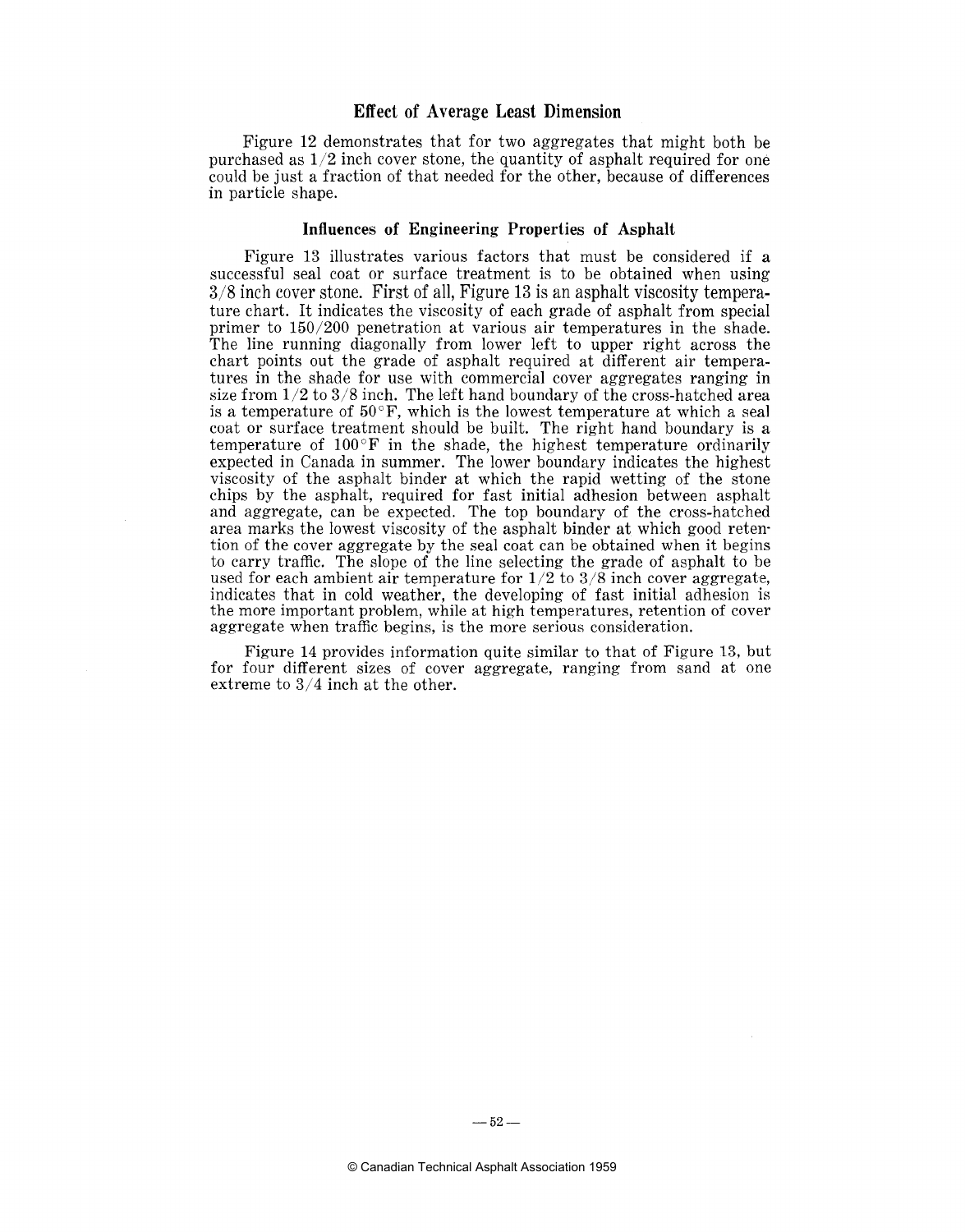## Effect of Average Least Dimension

Figure 12 demonstrates that for two aggregates that might both be purchased as 1/2 inch cover stone, the quantity of asphalt required for one could be just a fraction of that needed for the other, because of differences in particle shape.

## Influences of Engineering Properties of Asphalt

Figure 13 illustrates various factors that must be considered if a successful seal coat or surface treatment is to be obtained when using 3/8 inch cover stone. First of all, Figure 13 is an asphalt viscosity temperature chart. It indicates the viscosity of each grade of asphalt from special primer to 150/200 penetration at various air temperatures in the shade. The line running diagonally from lower left to upper right across the chart points out the grade of asphalt required at different air temperatures in the shade for use with commercial cover aggregates ranging in size from 1/2 to 3/8 inch. The left hand boundary of the cross-hatched area is a temperature of 50°F, which is the lowest temperature at which a seal coat or surface treatment should be built. The right hand boundary is a temperature of 100°F in the shade, the highest temperature ordinarily expected in Canada in summer. The lower boundary indicates the highest viscosity of the asphalt binder at which the rapid wetting of the stone chips by the asphalt, required for fast initial adhesion between asphalt and aggregate, can be expected. The top boundary of the cross-hatched area marks the lowest viscosity of the asphalt binder at which good retention of the cover aggregate by the seal coat can be obtained when it begins to carry traffic. The slope of the line selecting the grade of asphalt to be used for each ambient air temperature for 1/2 to 3/8 inch cover aggregate, indicates that in cold weather, the developing of fast initial adhesion is the more important problem, while at high temperatures, retention of cover aggregate when traffic begins, is the more serious consideration.

Figure 14 provides information quite similar to that of Figure 13, but for four different sizes of cover aggregate, ranging from sand at one extreme to 3/4 inch at the other.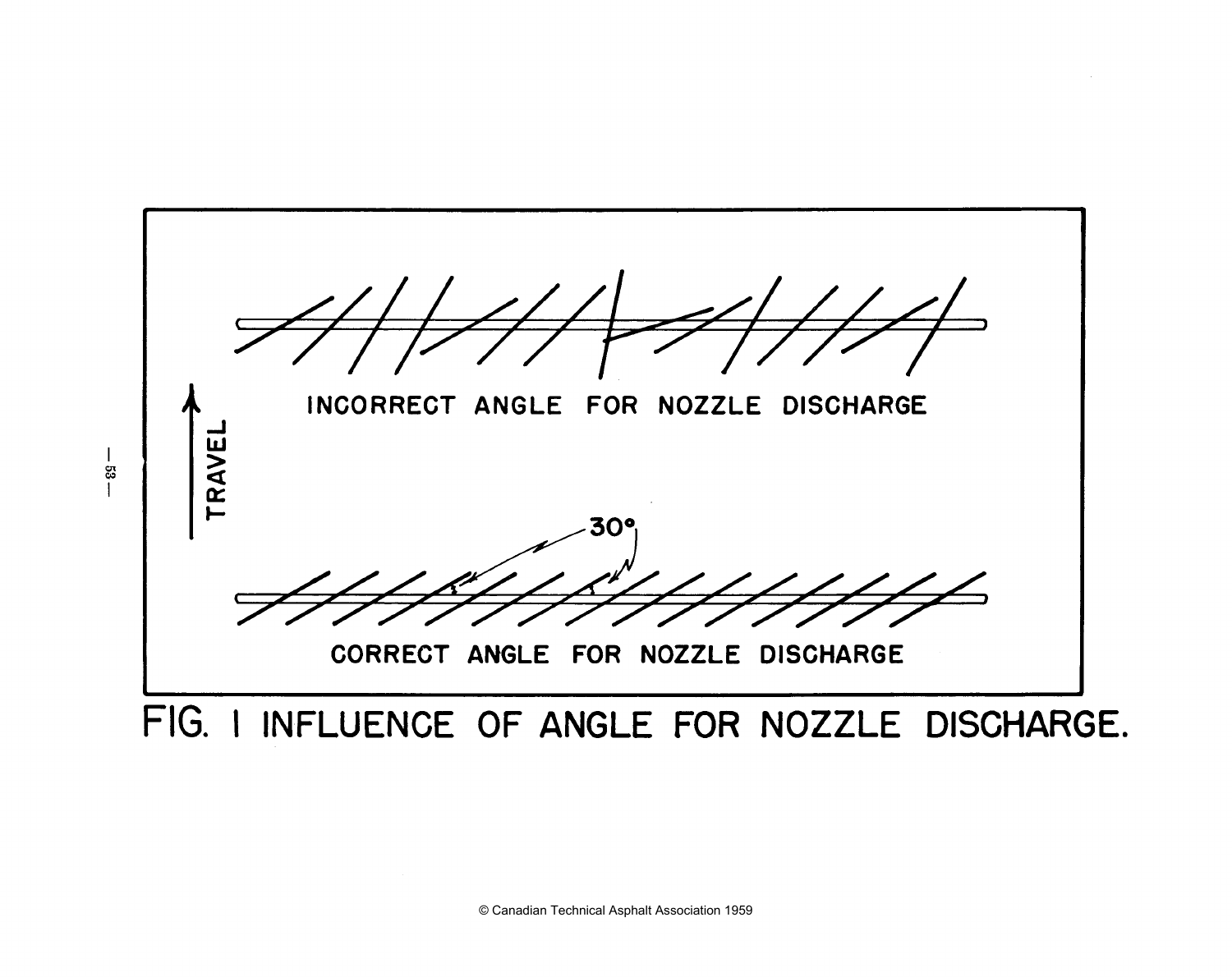INCORRECT ANGLE FOR NOZZLE DISCHARGE

TRAVEL

30°

CORRECT ANGLE FOR NOZZLE DISCHARGE

FIG. 1 INFLUENCE OF ANGLE FOR NOZZLE DISCHARGE.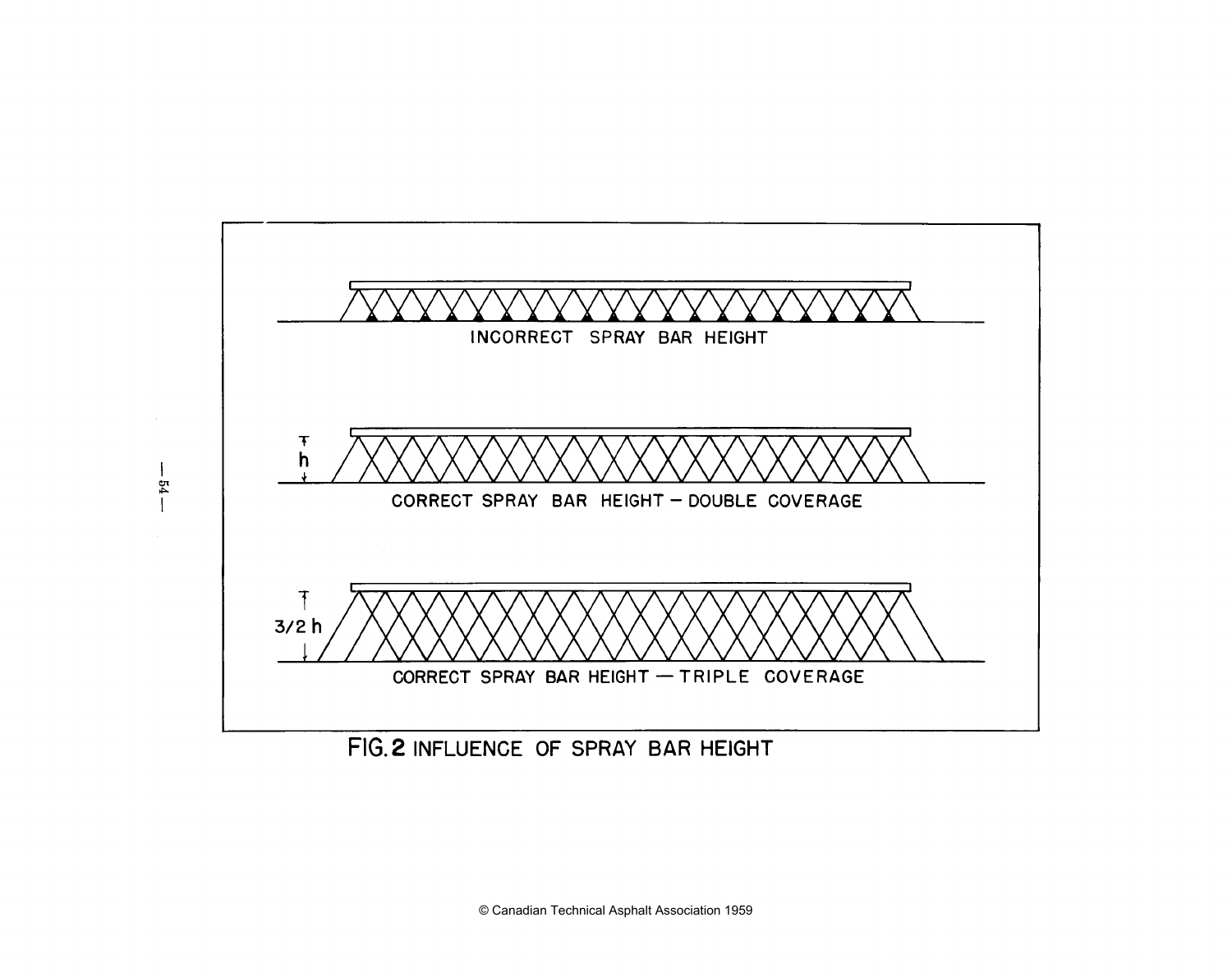INCORRECT SPRAY BAR HEIGHT

h

CORRECT SPRAY BAR HEIGHT — DOUBLE COVERAGE

3/2 h

CORRECT SPRAY BAR HEIGHT — TRIPLE COVERAGE

FIG. 2 INFLUENCE OF SPRAY BAR HEIGHT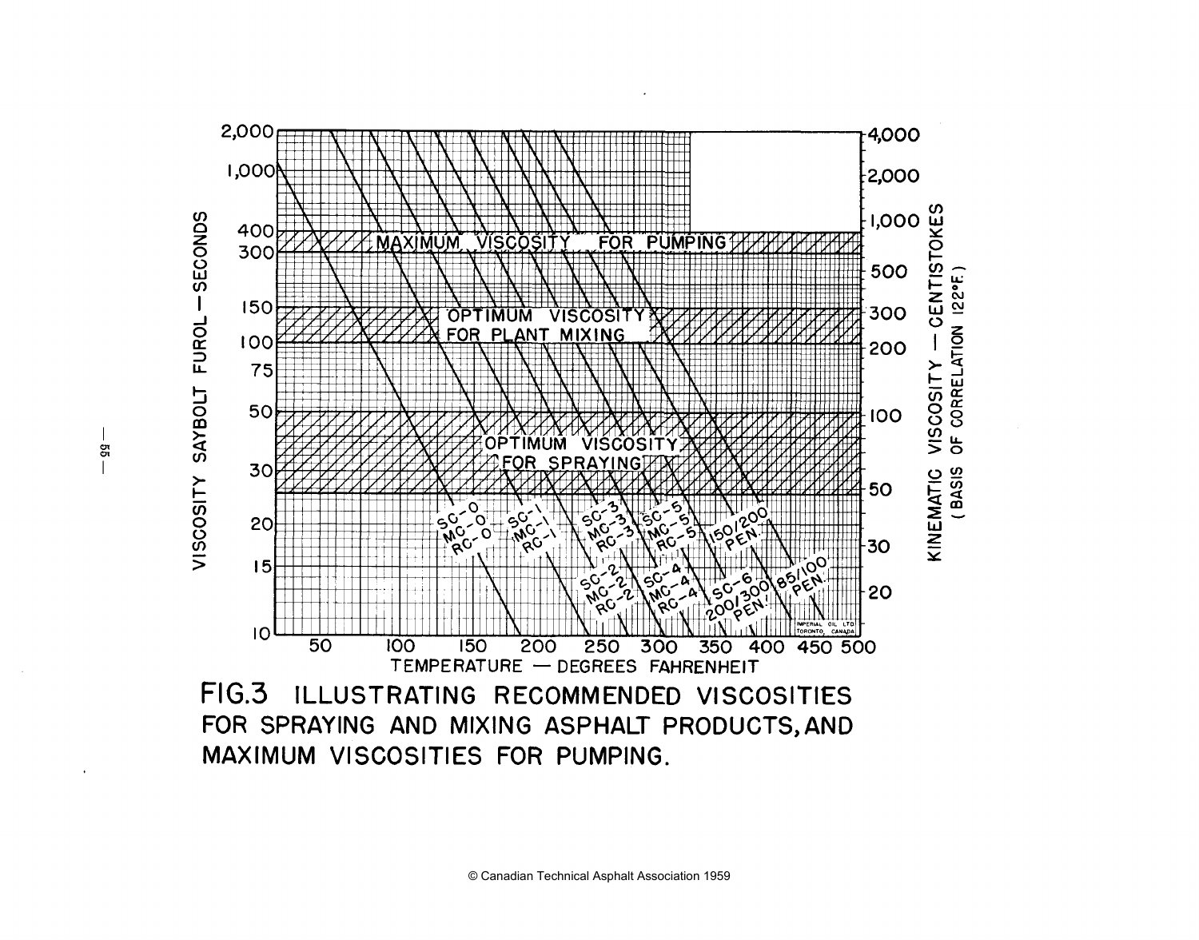FIG.3 ILLUSTRATING RECOMMENDED VISCOSITIES FOR SPRAYING AND MIXING ASPHALT PRODUCTS, AND MAXIMUM VISCOSITIES FOR PUMPING.

© Canadian Technical Asphalt Association 1959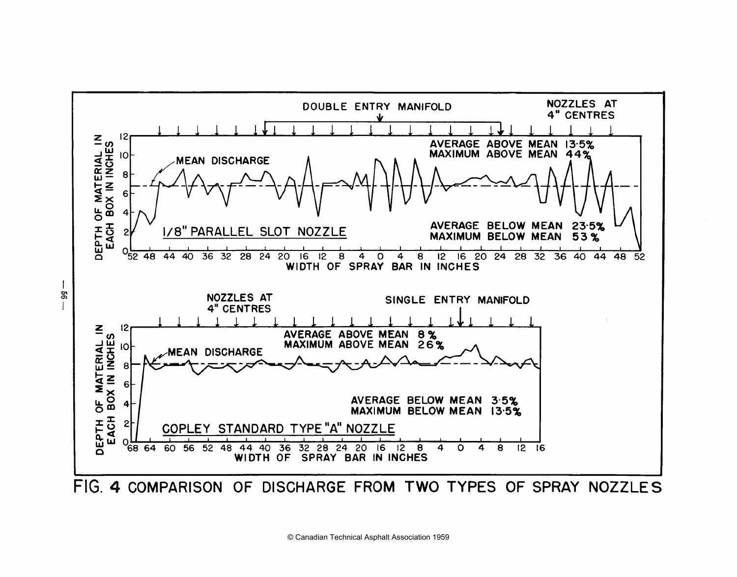DOUBLE ENTRY MANIFOLD

NOZZLES AT 4" CENTRES

AVERAGE ABOVE MEAN 13·5%
MAXIMUM ABOVE MEAN 44%

MEAN DISCHARGE

1/8" PARALLEL SLOT NOZZLE

AVERAGE BELOW MEAN 23·5%
MAXIMUM BELOW MEAN 53%

DEPTH OF MATERIAL IN EACH BOX IN INCHES

WIDTH OF SPRAY BAR IN INCHES

NOZZLES AT 4" CENTRES

SINGLE ENTRY MANIFOLD

AVERAGE ABOVE MEAN 8%
MAXIMUM ABOVE MEAN 26%

MEAN DISCHARGE

AVERAGE BELOW MEAN 3·5%
MAXIMUM BELOW MEAN 13·5%

COPLEY STANDARD TYPE "A" NOZZLE

DEPTH OF MATERIAL IN EACH BOX IN INCHES

WIDTH OF SPRAY BAR IN INCHES

FIG. 4 COMPARISON OF DISCHARGE FROM TWO TYPES OF SPRAY NOZZLES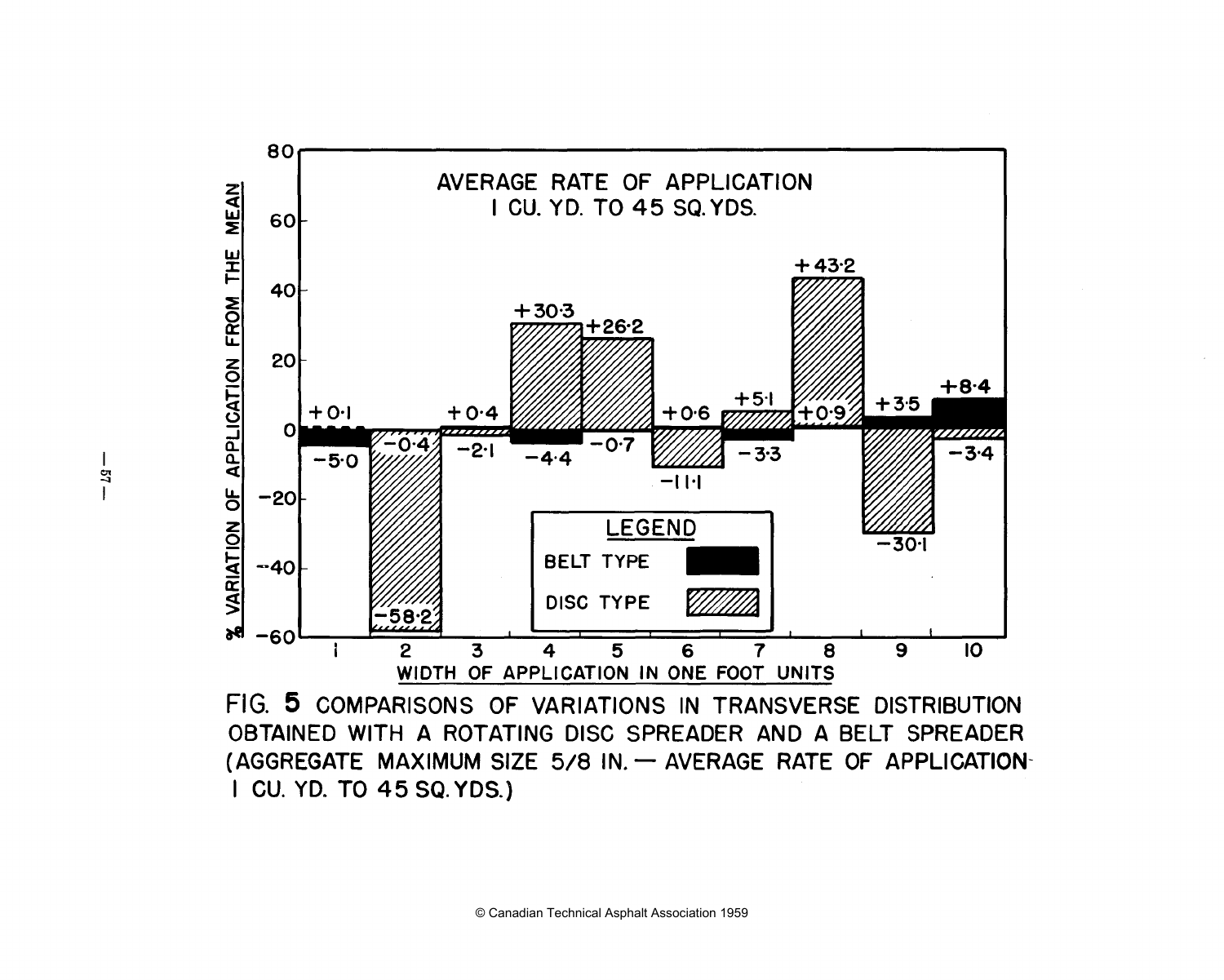AVERAGE RATE OF APPLICATION
1 CU. YD. TO 45 SQ. YDS.

| Width of application (one foot units) | Belt type (% variation from the mean) | Disc type (% variation from the mean) |
|---|---|---|
| 1 | +0.1 | −5.0 |
| 2 | −0.4 | −58.2 |
| 3 | −2.1 | +0.4 |
| 4 | −4.4 | +30.3 |
| 5 | −0.7 | +26.2 |
| 6 | +0.6 | −11.1 |
| 7 | −3.3 | +5.1 |
| 8 | +0.9 | +43.2 |
| 9 | +3.5 | −30.1 |
| 10 | +8.4 | −3.4 |

FIG. 5 COMPARISONS OF VARIATIONS IN TRANSVERSE DISTRIBUTION OBTAINED WITH A ROTATING DISC SPREADER AND A BELT SPREADER (AGGREGATE MAXIMUM SIZE 5/8 IN. — AVERAGE RATE OF APPLICATION 1 CU. YD. TO 45 SQ. YDS.)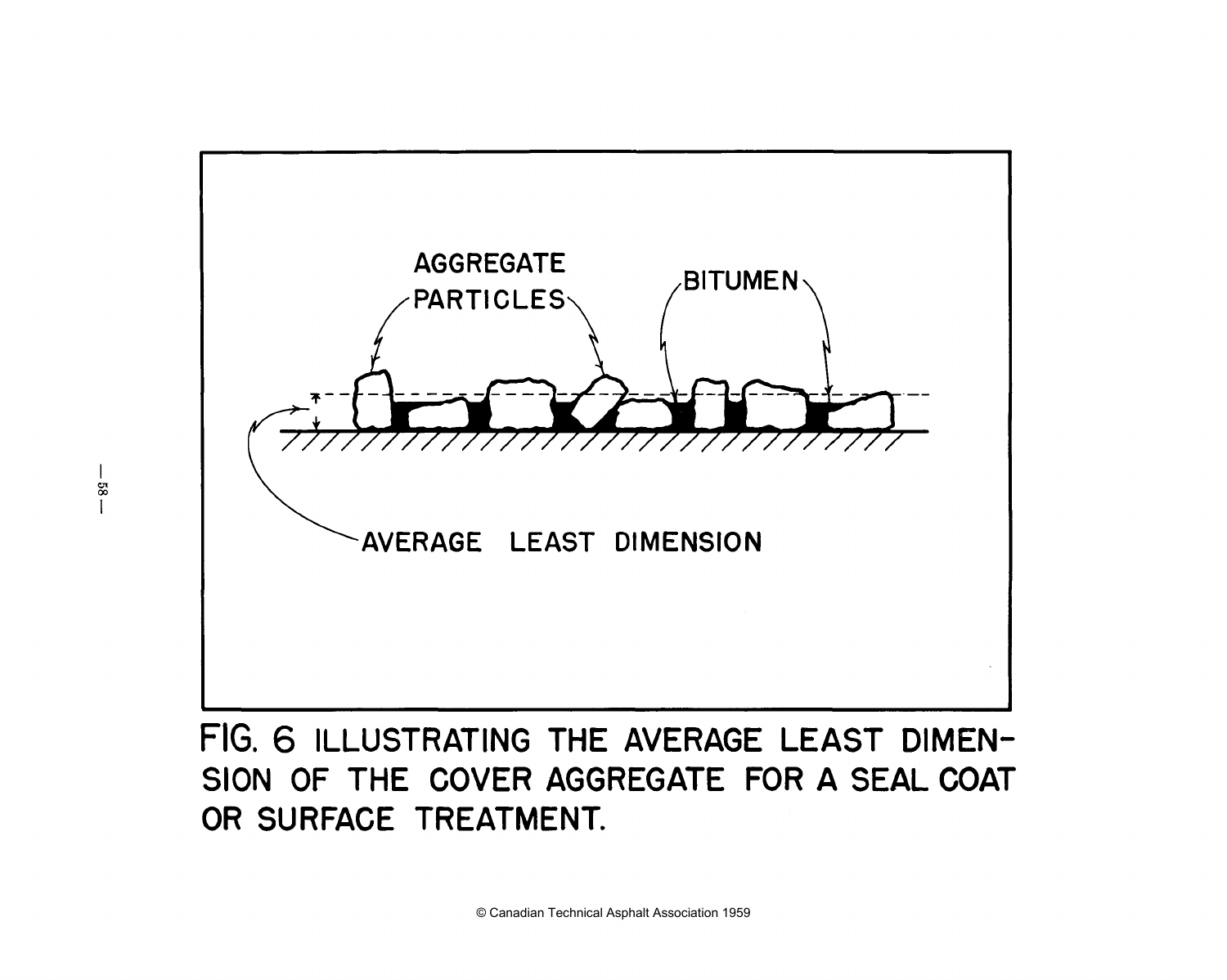AGGREGATE PARTICLES

BITUMEN

AVERAGE LEAST DIMENSION

FIG. 6 ILLUSTRATING THE AVERAGE LEAST DIMENSION OF THE COVER AGGREGATE FOR A SEAL COAT OR SURFACE TREATMENT.

© Canadian Technical Asphalt Association 1959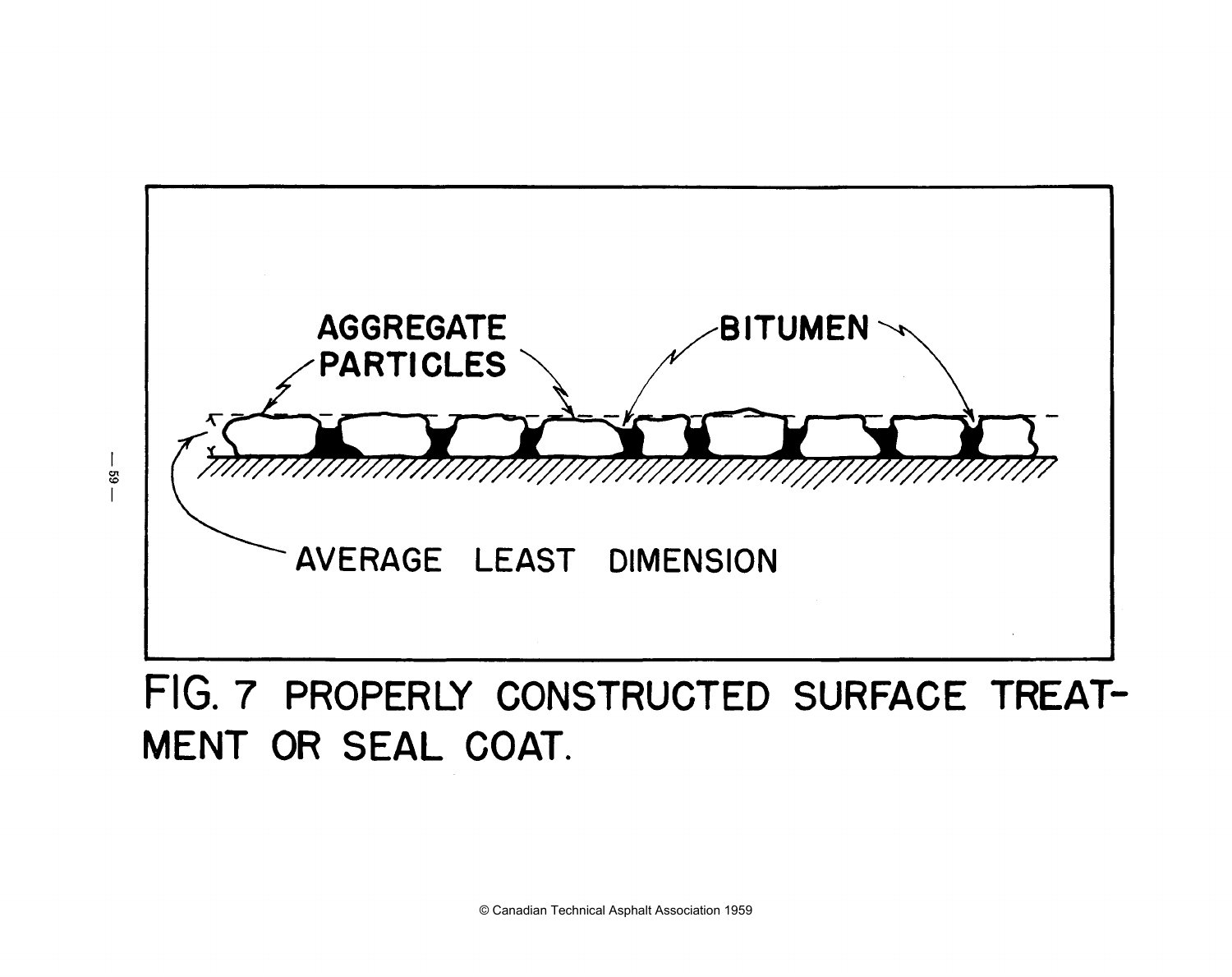FIG. 7 PROPERLY CONSTRUCTED SURFACE TREATMENT OR SEAL COAT.

© Canadian Technical Asphalt Association 1959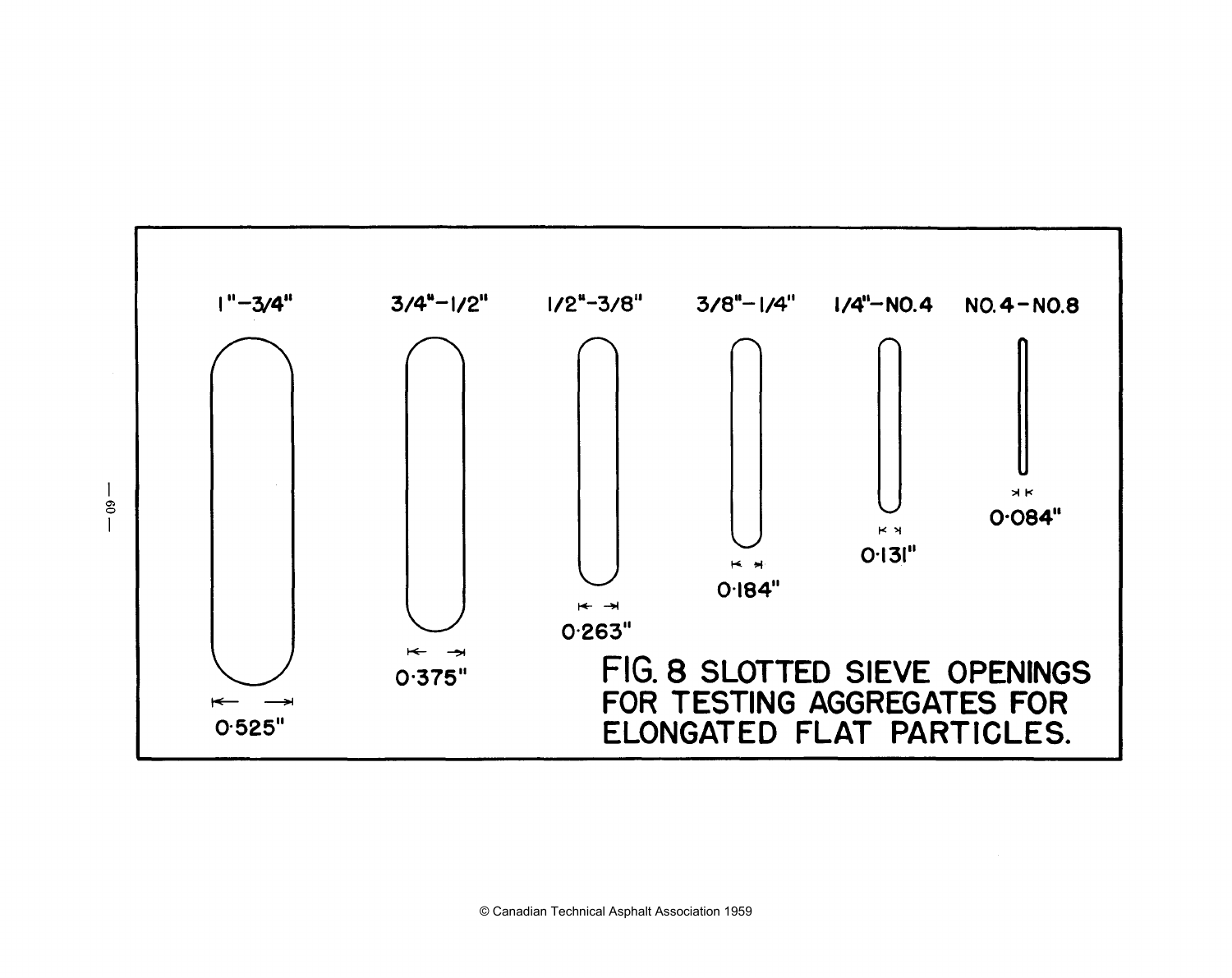| 1"–3/4" | 3/4"–1/2" | 1/2"–3/8" | 3/8"–1/4" | 1/4"–NO.4 | NO.4–NO.8 |
|---|---|---|---|---|---|
| 0·525" | 0·375" | 0·263" | 0·184" | 0·131" | 0·084" |

FIG. 8 SLOTTED SIEVE OPENINGS FOR TESTING AGGREGATES FOR ELONGATED FLAT PARTICLES.

© Canadian Technical Asphalt Association 1959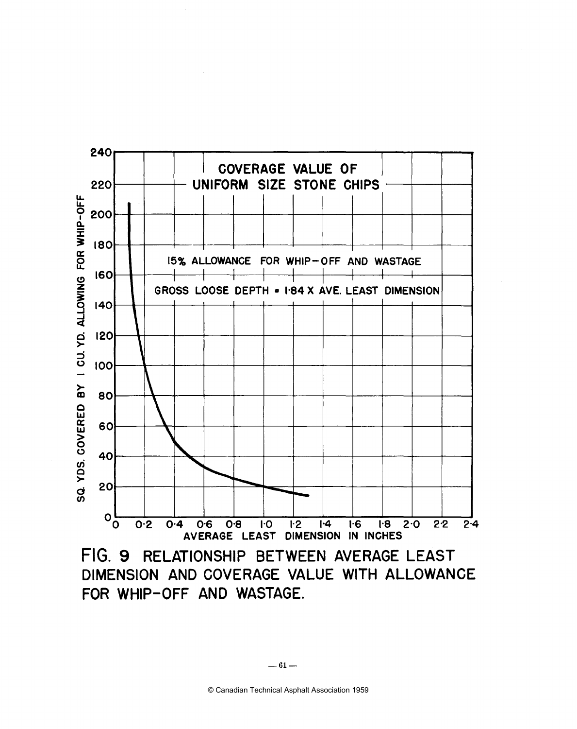COVERAGE VALUE OF UNIFORM SIZE STONE CHIPS

15% ALLOWANCE FOR WHIP-OFF AND WASTAGE

GROSS LOOSE DEPTH = 1·84 X AVE. LEAST DIMENSION

SQ. YDS. COVERED BY 1 CU. YD. ALLOWING FOR WHIP-OFF

AVERAGE LEAST DIMENSION IN INCHES

FIG. 9 RELATIONSHIP BETWEEN AVERAGE LEAST DIMENSION AND COVERAGE VALUE WITH ALLOWANCE FOR WHIP-OFF AND WASTAGE.

© Canadian Technical Asphalt Association 1959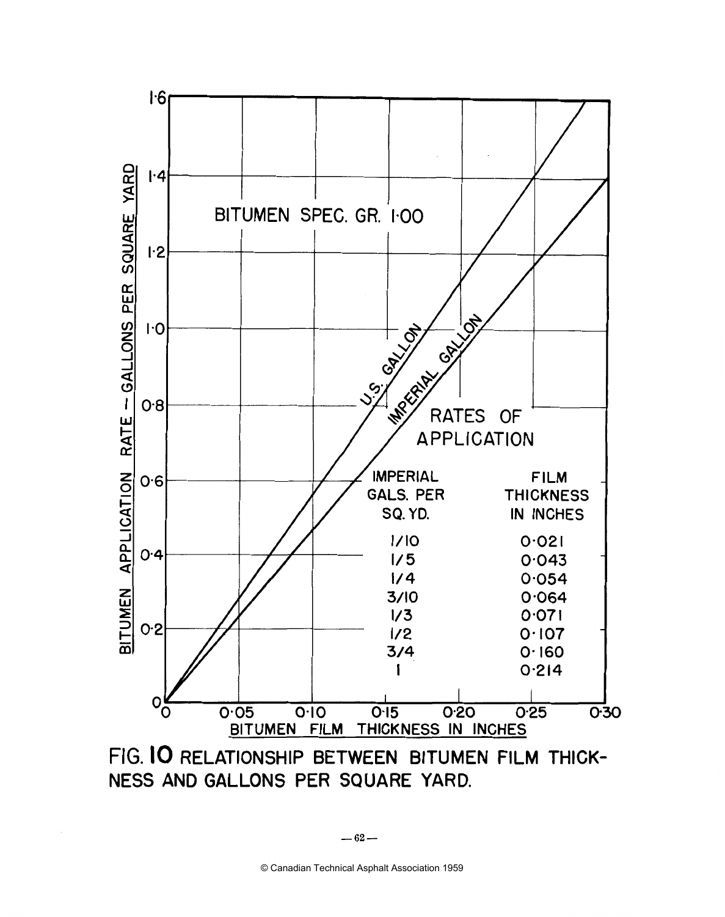BITUMEN SPEC. GR. 1·00

RATES OF APPLICATION

| IMPERIAL GALS. PER SQ. YD. | FILM THICKNESS IN INCHES |
| --- | --- |
| 1/10 | 0·021 |
| 1/5 | 0·043 |
| 1/4 | 0·054 |
| 3/10 | 0·064 |
| 1/3 | 0·071 |
| 1/2 | 0·107 |
| 3/4 | 0·160 |
| 1 | 0·214 |

FIG. 10 RELATIONSHIP BETWEEN BITUMEN FILM THICKNESS AND GALLONS PER SQUARE YARD.

© Canadian Technical Asphalt Association 1959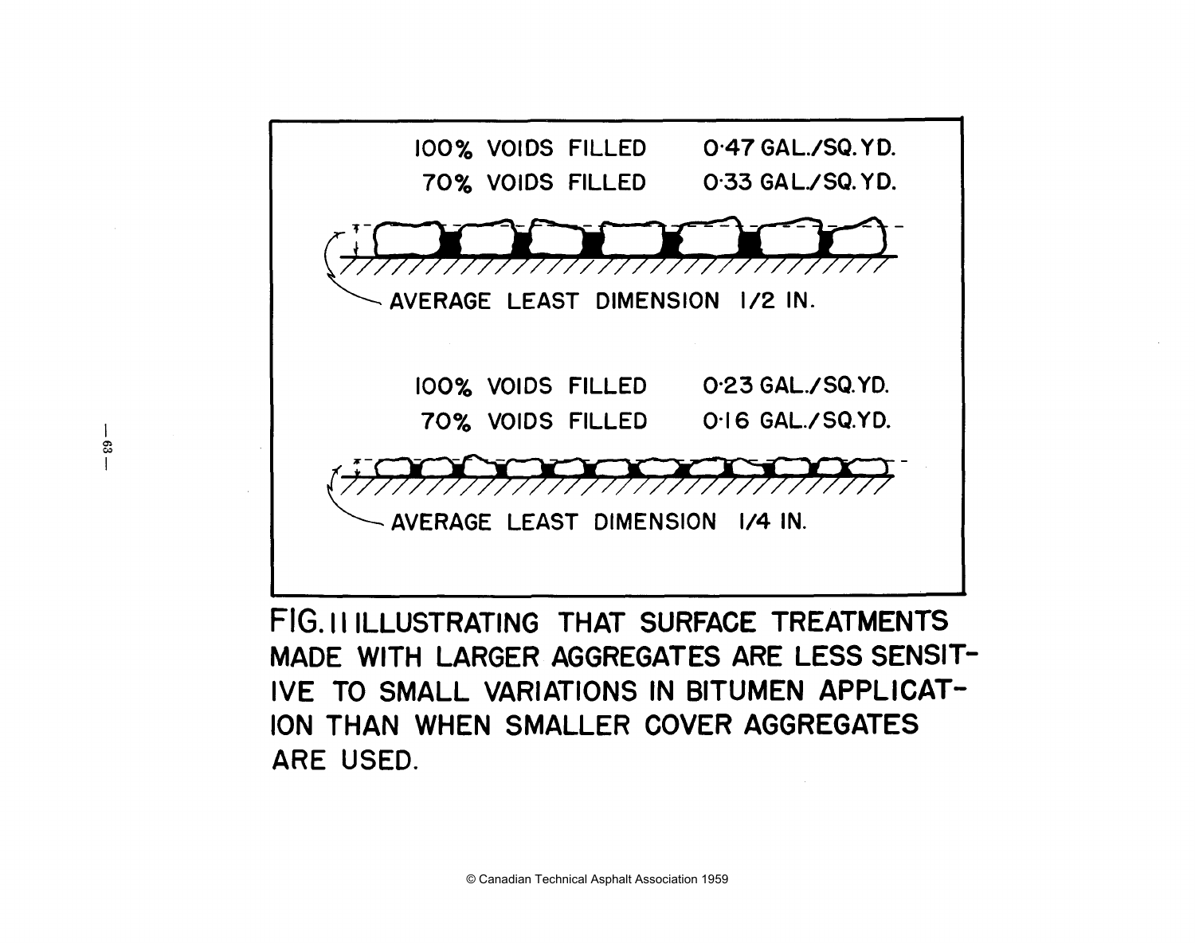100% VOIDS FILLED 0·47 GAL./SQ.YD.

70% VOIDS FILLED 0·33 GAL./SQ.YD.

AVERAGE LEAST DIMENSION 1/2 IN.

100% VOIDS FILLED 0·23 GAL./SQ.YD.

70% VOIDS FILLED 0·16 GAL./SQ.YD.

AVERAGE LEAST DIMENSION 1/4 IN.

FIG. 11 ILLUSTRATING THAT SURFACE TREATMENTS MADE WITH LARGER AGGREGATES ARE LESS SENSITIVE TO SMALL VARIATIONS IN BITUMEN APPLICATION THAN WHEN SMALLER COVER AGGREGATES ARE USED.

© Canadian Technical Asphalt Association 1959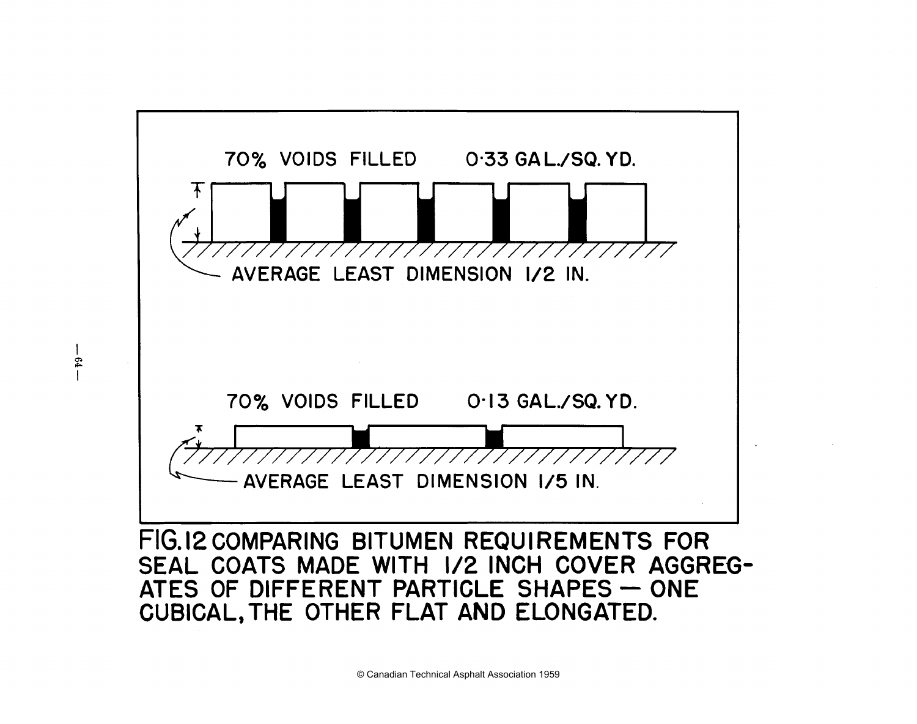70% VOIDS FILLED 0·33 GAL./SQ. YD.

AVERAGE LEAST DIMENSION 1/2 IN.

70% VOIDS FILLED 0·13 GAL./SQ. YD.

AVERAGE LEAST DIMENSION 1/5 IN.

FIG. 12 COMPARING BITUMEN REQUIREMENTS FOR SEAL COATS MADE WITH 1/2 INCH COVER AGGREGATES OF DIFFERENT PARTICLE SHAPES — ONE CUBICAL, THE OTHER FLAT AND ELONGATED.

© Canadian Technical Asphalt Association 1959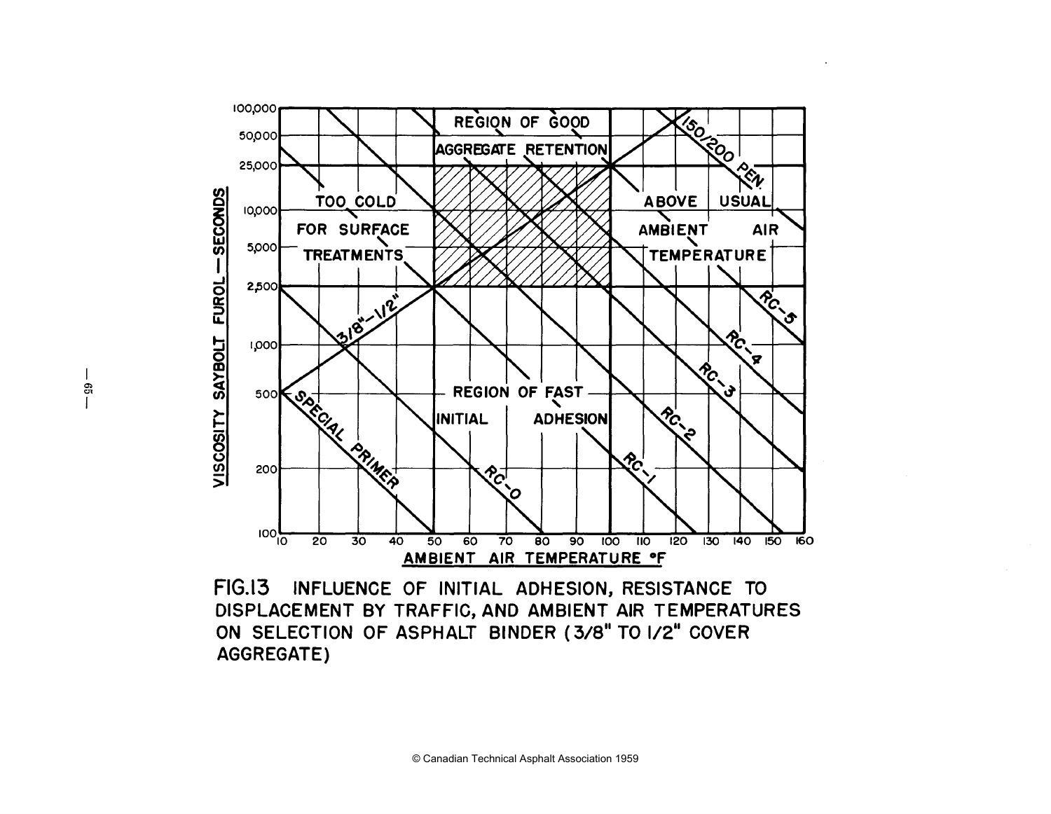FIG.13 INFLUENCE OF INITIAL ADHESION, RESISTANCE TO DISPLACEMENT BY TRAFFIC, AND AMBIENT AIR TEMPERATURES ON SELECTION OF ASPHALT BINDER (3/8" TO 1/2" COVER AGGREGATE)

© Canadian Technical Asphalt Association 1959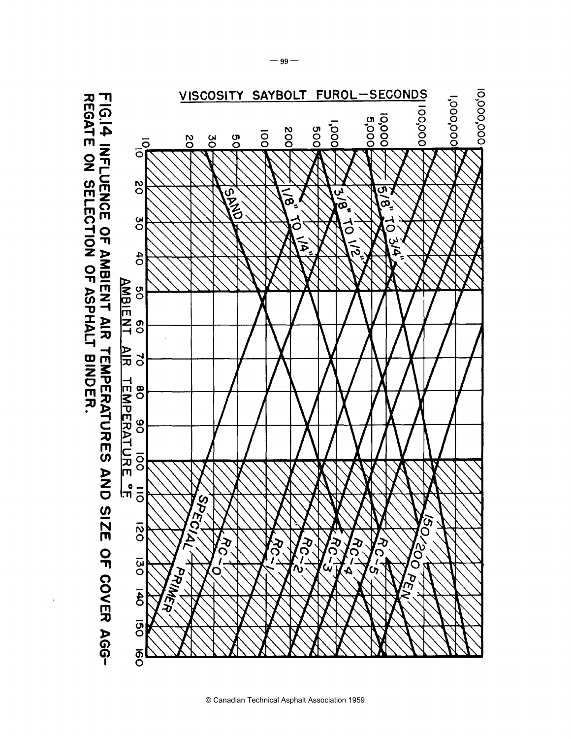VISCOSITY SAYBOLT FUROL—SECONDS

10,000,000
1,000,000
100,000
10,000
5,000
1,000
500
200
100
50
30
20
10

AMBIENT AIR TEMPERATURE °F.

10
20
30
40
50
60
70
80
90
100
110
120
130
140
150
160

SAND
1/8" TO 1/4"
3/8" TO 1/2"
5/8" TO 3/4"
SPECIAL PRIMER
RC-0
RC-1
RC-2
RC-3
RC-4
RC-5
150/200 PEN.

FIG.14 INFLUENCE OF AMBIENT AIR TEMPERATURES AND SIZE OF COVER AGGREGATE ON SELECTION OF ASPHALT BINDER.

© Canadian Technical Asphalt Association 1959